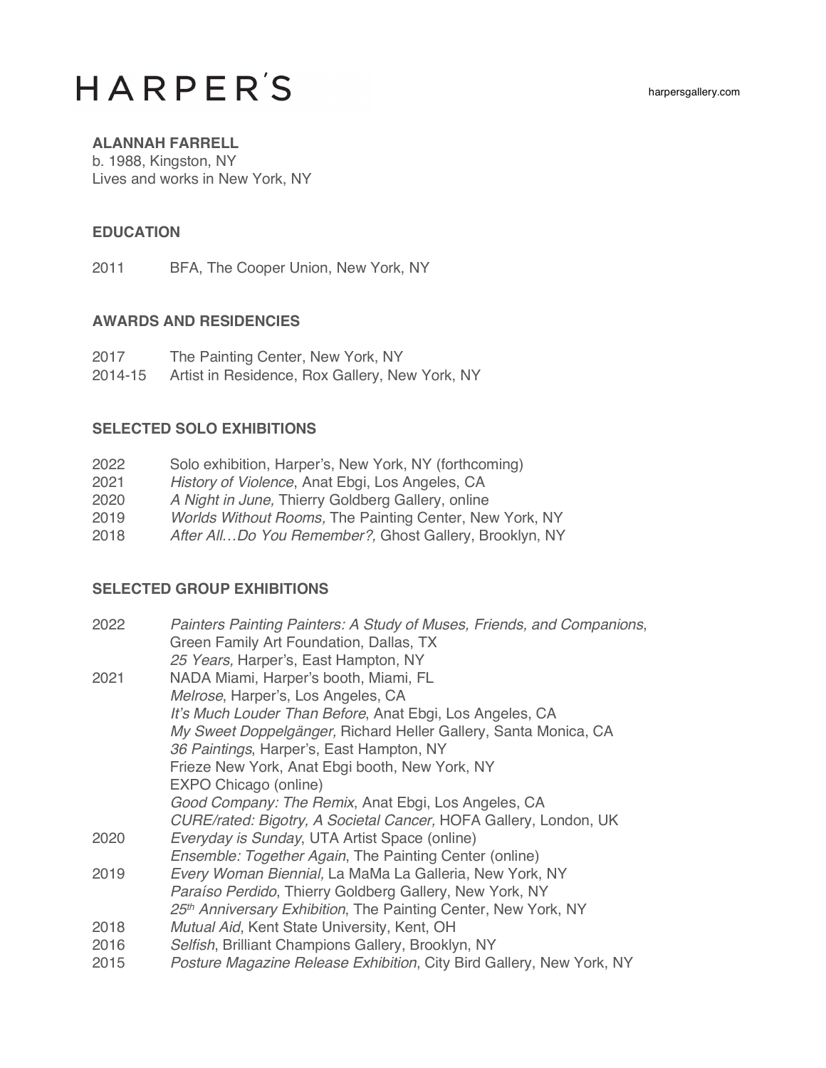# HARPER'S

harpersgallery.com

**ALANNAH FARRELL**
b. 1988, Kingston, NY
Lives and works in New York, NY

## EDUCATION

2011 BFA, The Cooper Union, New York, NY

## AWARDS AND RESIDENCIES

2017 The Painting Center, New York, NY
2014-15 Artist in Residence, Rox Gallery, New York, NY

## SELECTED SOLO EXHIBITIONS

2022 Solo exhibition, Harper's, New York, NY (forthcoming)
2021 *History of Violence*, Anat Ebgi, Los Angeles, CA
2020 *A Night in June,* Thierry Goldberg Gallery, online
2019 *Worlds Without Rooms,* The Painting Center, New York, NY
2018 *After All…Do You Remember?,* Ghost Gallery, Brooklyn, NY

## SELECTED GROUP EXHIBITIONS

2022 *Painters Painting Painters: A Study of Muses, Friends, and Companions*, Green Family Art Foundation, Dallas, TX
*25 Years,* Harper's, East Hampton, NY
2021 NADA Miami, Harper's booth, Miami, FL
*Melrose*, Harper's, Los Angeles, CA
*It's Much Louder Than Before*, Anat Ebgi, Los Angeles, CA
*My Sweet Doppelgänger,* Richard Heller Gallery, Santa Monica, CA
*36 Paintings*, Harper's, East Hampton, NY
Frieze New York, Anat Ebgi booth, New York, NY
EXPO Chicago (online)
*Good Company: The Remix*, Anat Ebgi, Los Angeles, CA
*CURE/rated: Bigotry, A Societal Cancer,* HOFA Gallery, London, UK
2020 *Everyday is Sunday*, UTA Artist Space (online)
*Ensemble: Together Again*, The Painting Center (online)
2019 *Every Woman Biennial,* La MaMa La Galleria, New York, NY
*Paraíso Perdido*, Thierry Goldberg Gallery, New York, NY
*25th Anniversary Exhibition*, The Painting Center, New York, NY
2018 *Mutual Aid*, Kent State University, Kent, OH
2016 *Selfish*, Brilliant Champions Gallery, Brooklyn, NY
2015 *Posture Magazine Release Exhibition*, City Bird Gallery, New York, NY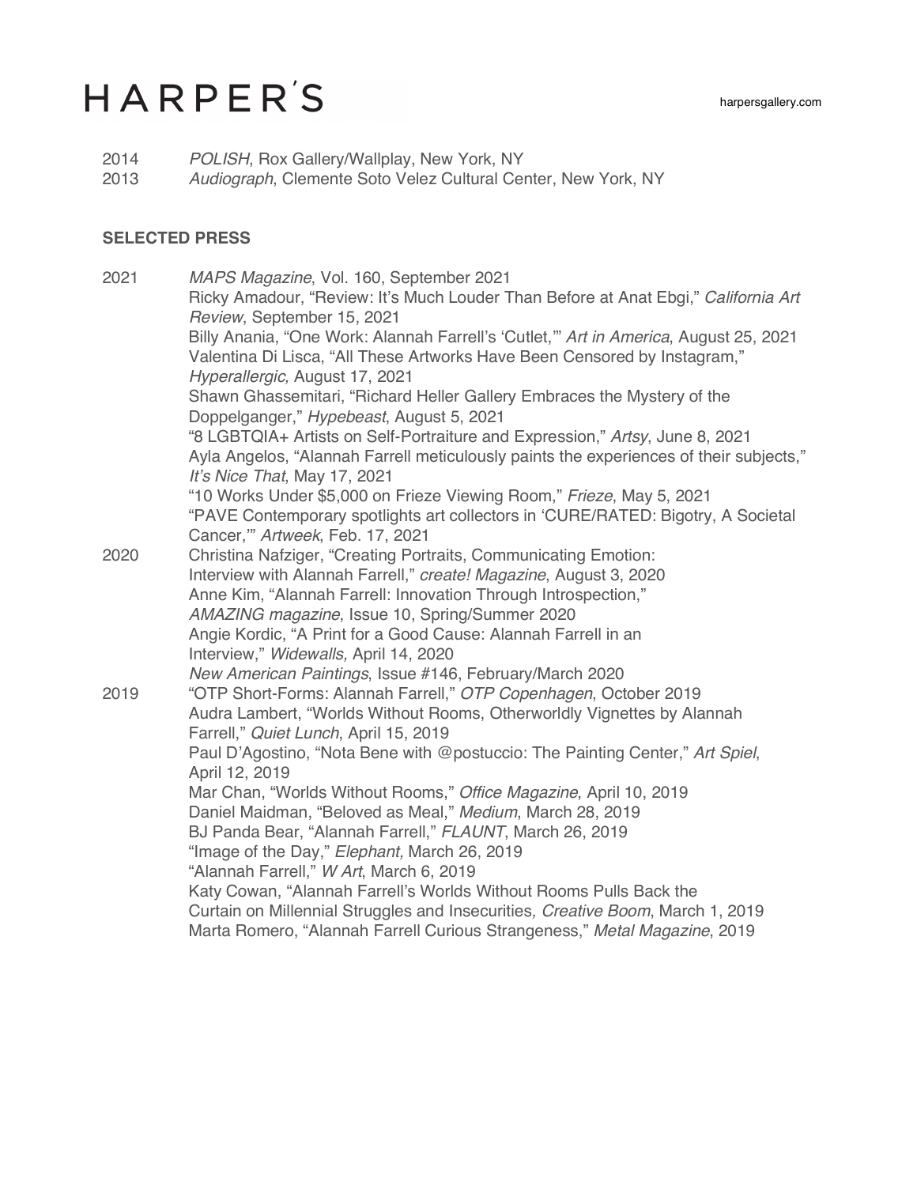2014 *POLISH*, Rox Gallery/Wallplay, New York, NY
2013 *Audiograph*, Clemente Soto Velez Cultural Center, New York, NY

**SELECTED PRESS**

2021
*MAPS Magazine*, Vol. 160, September 2021
Ricky Amadour, "Review: It's Much Louder Than Before at Anat Ebgi," *California Art Review*, September 15, 2021
Billy Anania, "One Work: Alannah Farrell's 'Cutlet,'" *Art in America*, August 25, 2021
Valentina Di Lisca, "All These Artworks Have Been Censored by Instagram," *Hyperallergic,* August 17, 2021
Shawn Ghassemitari, "Richard Heller Gallery Embraces the Mystery of the Doppelganger," *Hypebeast*, August 5, 2021
"8 LGBTQIA+ Artists on Self-Portraiture and Expression," *Artsy*, June 8, 2021
Ayla Angelos, "Alannah Farrell meticulously paints the experiences of their subjects," *It's Nice That*, May 17, 2021
"10 Works Under $5,000 on Frieze Viewing Room," *Frieze*, May 5, 2021
"PAVE Contemporary spotlights art collectors in 'CURE/RATED: Bigotry, A Societal Cancer,'" *Artweek*, Feb. 17, 2021

2020
Christina Nafziger, "Creating Portraits, Communicating Emotion: Interview with Alannah Farrell," *create! Magazine*, August 3, 2020
Anne Kim, "Alannah Farrell: Innovation Through Introspection," *AMAZING magazine*, Issue 10, Spring/Summer 2020
Angie Kordic, "A Print for a Good Cause: Alannah Farrell in an Interview," *Widewalls,* April 14, 2020
*New American Paintings*, Issue #146, February/March 2020

2019
"OTP Short-Forms: Alannah Farrell," *OTP Copenhagen*, October 2019
Audra Lambert, "Worlds Without Rooms, Otherworldly Vignettes by Alannah Farrell," *Quiet Lunch*, April 15, 2019
Paul D'Agostino, "Nota Bene with @postuccio: The Painting Center," *Art Spiel*, April 12, 2019
Mar Chan, "Worlds Without Rooms," *Office Magazine*, April 10, 2019
Daniel Maidman, "Beloved as Meal," *Medium*, March 28, 2019
BJ Panda Bear, "Alannah Farrell," *FLAUNT*, March 26, 2019
"Image of the Day," *Elephant,* March 26, 2019
"Alannah Farrell," *W Art*, March 6, 2019
Katy Cowan, "Alannah Farrell's Worlds Without Rooms Pulls Back the Curtain on Millennial Struggles and Insecurities*, Creative Boom*, March 1, 2019
Marta Romero, "Alannah Farrell Curious Strangeness," *Metal Magazine*, 2019